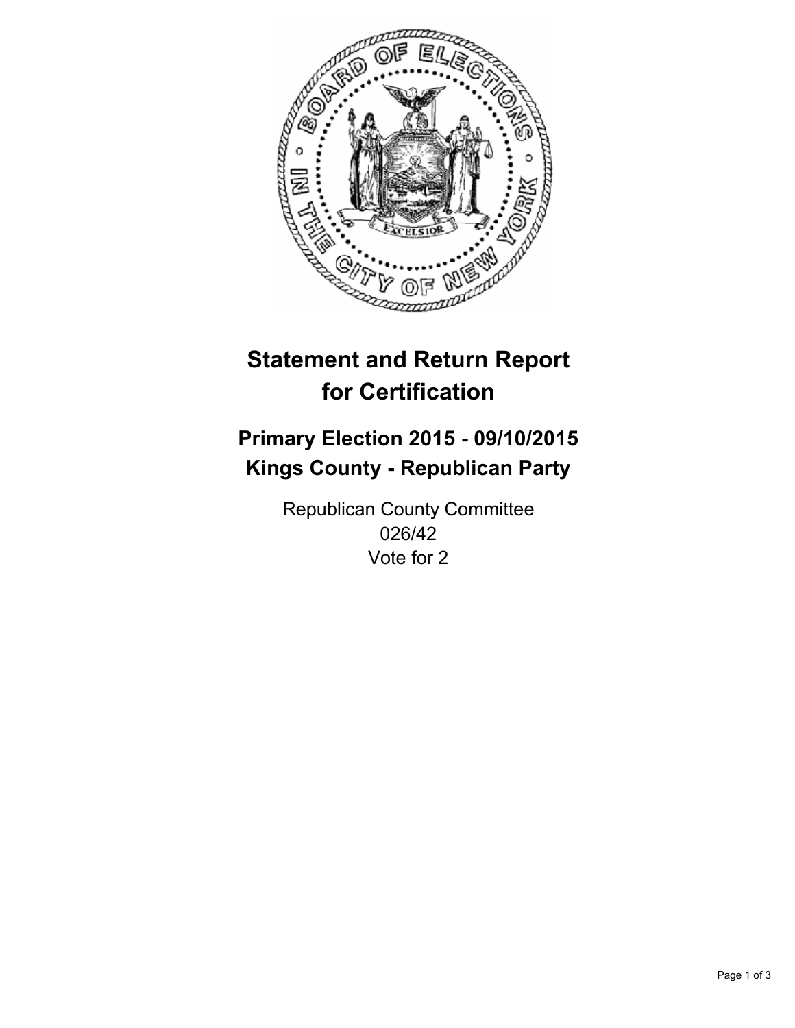# Statement and Return Report for Certification

## Primary Election 2015 - 09/10/2015
## Kings County - Republican Party

Republican County Committee
026/42
Vote for 2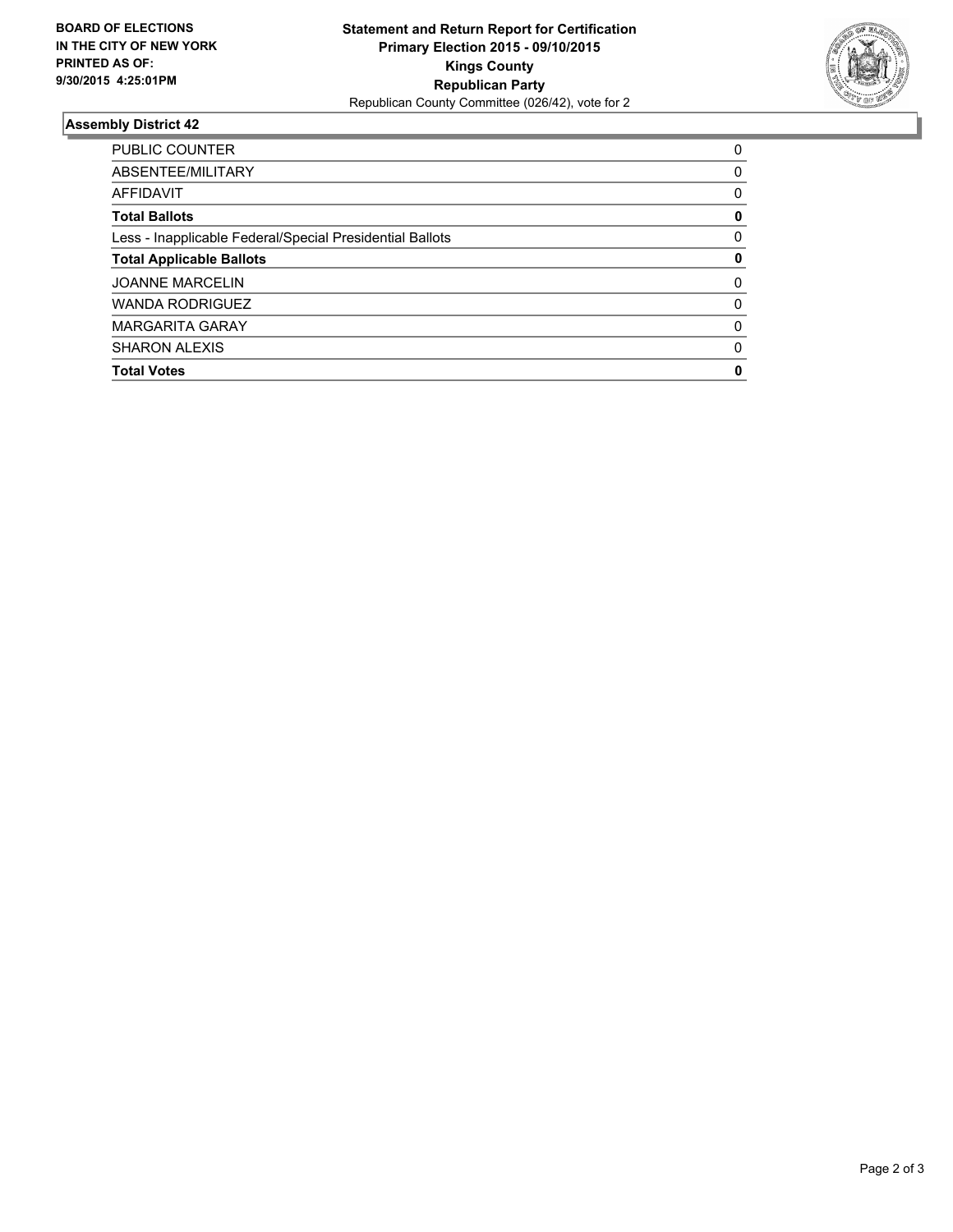**BOARD OF ELECTIONS IN THE CITY OF NEW YORK PRINTED AS OF: 9/30/2015 4:25:01PM**

**Statement and Return Report for Certification**
**Primary Election 2015 - 09/10/2015**
**Kings County**
**Republican Party**
Republican County Committee (026/42), vote for 2

### Assembly District 42

| | |
|---|---|
| PUBLIC COUNTER | 0 |
| ABSENTEE/MILITARY | 0 |
| AFFIDAVIT | 0 |
| **Total Ballots** | **0** |
| Less - Inapplicable Federal/Special Presidential Ballots | 0 |
| **Total Applicable Ballots** | **0** |
| JOANNE MARCELIN | 0 |
| WANDA RODRIGUEZ | 0 |
| MARGARITA GARAY | 0 |
| SHARON ALEXIS | 0 |
| **Total Votes** | **0** |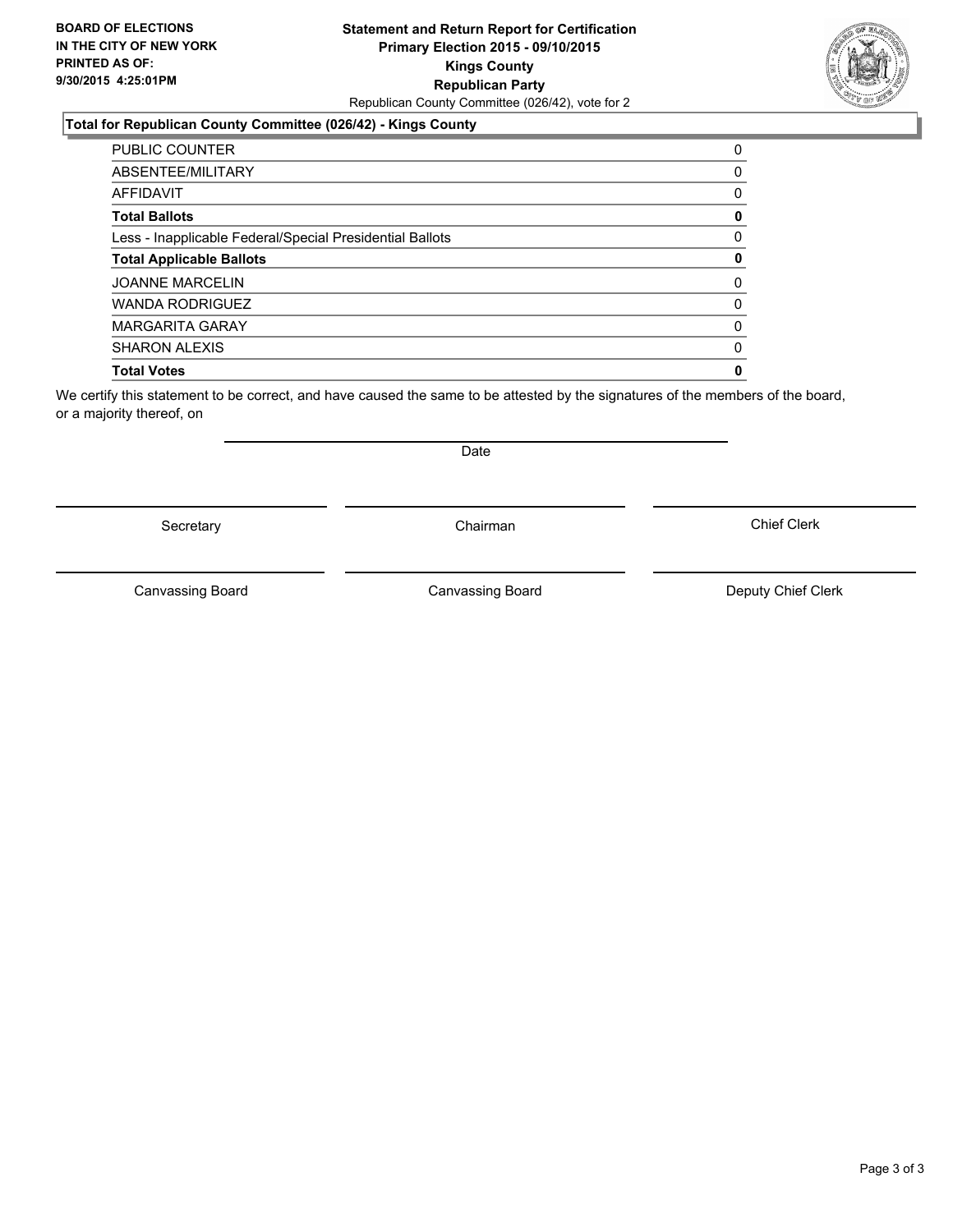**BOARD OF ELECTIONS IN THE CITY OF NEW YORK PRINTED AS OF: 9/30/2015 4:25:01PM**

**Statement and Return Report for Certification**
**Primary Election 2015 - 09/10/2015**
**Kings County**
**Republican Party**
Republican County Committee (026/42), vote for 2

**Total for Republican County Committee (026/42) - Kings County**

| | |
|---|---|
| PUBLIC COUNTER | 0 |
| ABSENTEE/MILITARY | 0 |
| AFFIDAVIT | 0 |
| **Total Ballots** | **0** |
| Less - Inapplicable Federal/Special Presidential Ballots | 0 |
| **Total Applicable Ballots** | **0** |
| JOANNE MARCELIN | 0 |
| WANDA RODRIGUEZ | 0 |
| MARGARITA GARAY | 0 |
| SHARON ALEXIS | 0 |
| **Total Votes** | **0** |

We certify this statement to be correct, and have caused the same to be attested by the signatures of the members of the board, or a majority thereof, on

Date

Secretary | Chairman | Chief Clerk

Canvassing Board | Canvassing Board | Deputy Chief Clerk